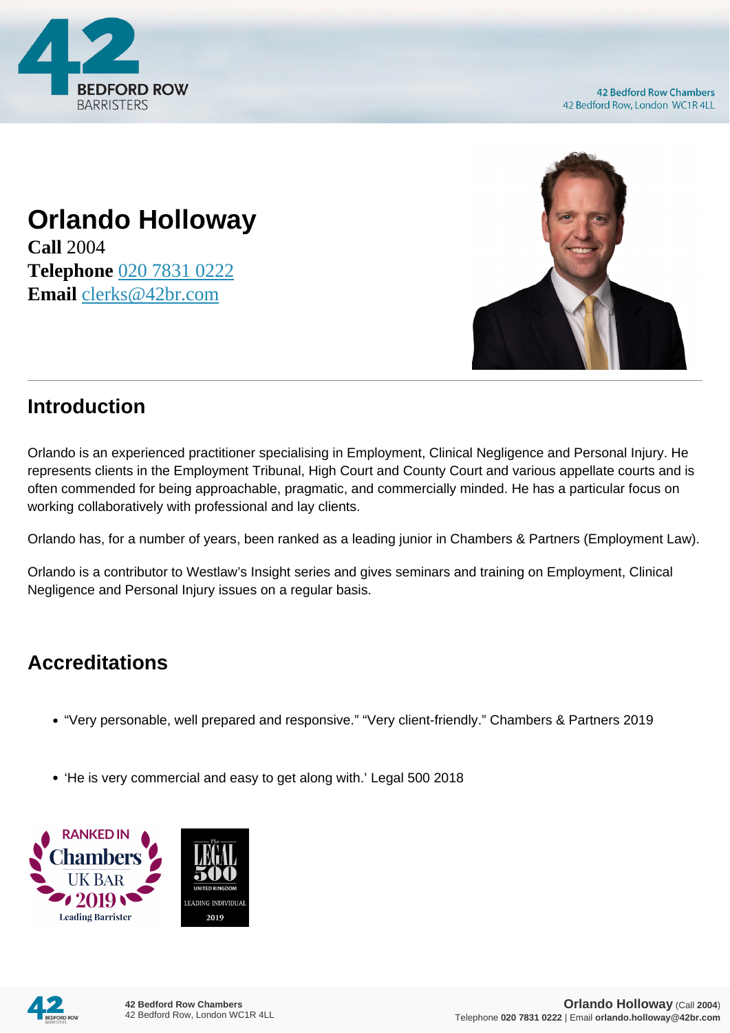# Orlando Holloway

**Call** 2004
**Telephone** 020 7831 0222
**Email** clerks@42br.com

## Introduction

Orlando is an experienced practitioner specialising in Employment, Clinical Negligence and Personal Injury. He represents clients in the Employment Tribunal, High Court and County Court and various appellate courts and is often commended for being approachable, pragmatic, and commercially minded. He has a particular focus on working collaboratively with professional and lay clients.

Orlando has, for a number of years, been ranked as a leading junior in Chambers & Partners (Employment Law).

Orlando is a contributor to Westlaw's Insight series and gives seminars and training on Employment, Clinical Negligence and Personal Injury issues on a regular basis.

## Accreditations

- "Very personable, well prepared and responsive." "Very client-friendly." Chambers & Partners 2019
- 'He is very commercial and easy to get along with.' Legal 500 2018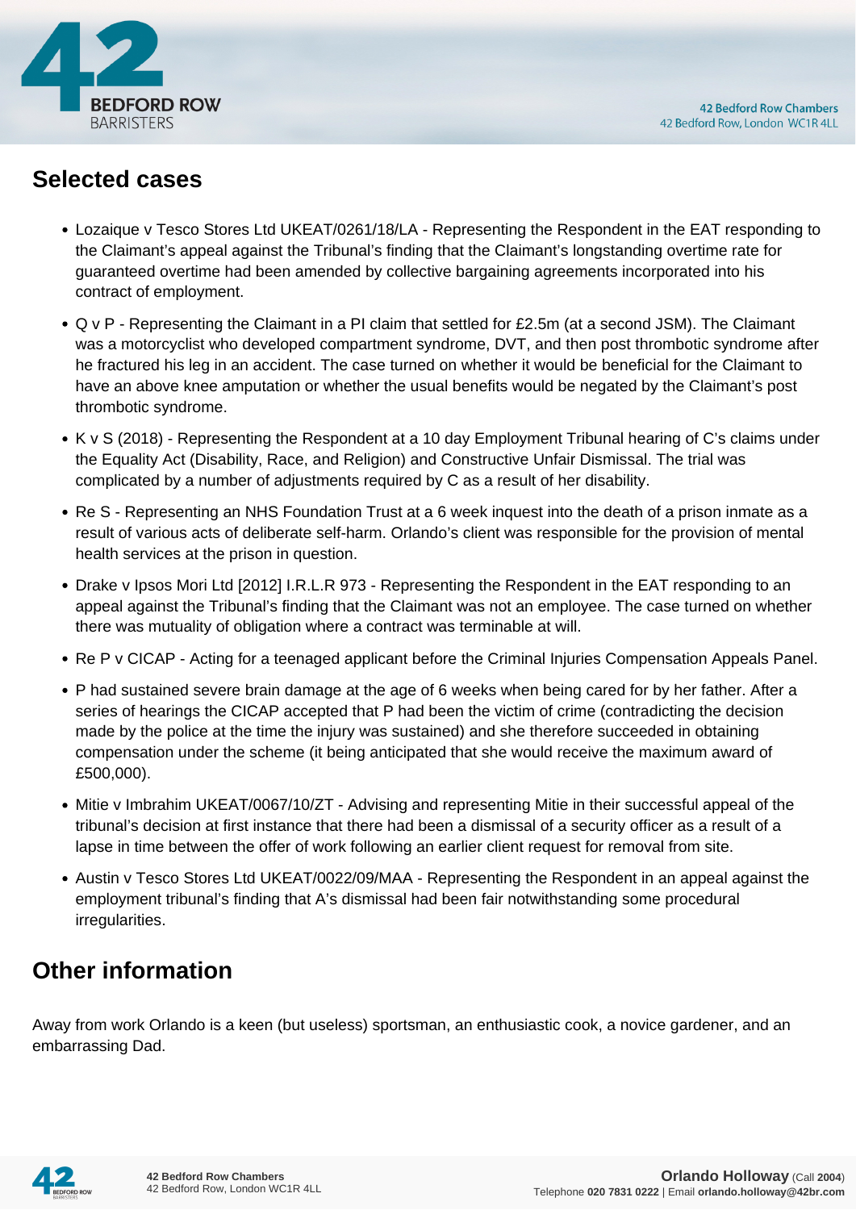## Selected cases

- Lozaique v Tesco Stores Ltd UKEAT/0261/18/LA - Representing the Respondent in the EAT responding to the Claimant's appeal against the Tribunal's finding that the Claimant's longstanding overtime rate for guaranteed overtime had been amended by collective bargaining agreements incorporated into his contract of employment.
- Q v P - Representing the Claimant in a PI claim that settled for £2.5m (at a second JSM). The Claimant was a motorcyclist who developed compartment syndrome, DVT, and then post thrombotic syndrome after he fractured his leg in an accident. The case turned on whether it would be beneficial for the Claimant to have an above knee amputation or whether the usual benefits would be negated by the Claimant's post thrombotic syndrome.
- K v S (2018) - Representing the Respondent at a 10 day Employment Tribunal hearing of C's claims under the Equality Act (Disability, Race, and Religion) and Constructive Unfair Dismissal. The trial was complicated by a number of adjustments required by C as a result of her disability.
- Re S - Representing an NHS Foundation Trust at a 6 week inquest into the death of a prison inmate as a result of various acts of deliberate self-harm. Orlando's client was responsible for the provision of mental health services at the prison in question.
- Drake v Ipsos Mori Ltd [2012] I.R.L.R 973 - Representing the Respondent in the EAT responding to an appeal against the Tribunal's finding that the Claimant was not an employee. The case turned on whether there was mutuality of obligation where a contract was terminable at will.
- Re P v CICAP - Acting for a teenaged applicant before the Criminal Injuries Compensation Appeals Panel.
- P had sustained severe brain damage at the age of 6 weeks when being cared for by her father. After a series of hearings the CICAP accepted that P had been the victim of crime (contradicting the decision made by the police at the time the injury was sustained) and she therefore succeeded in obtaining compensation under the scheme (it being anticipated that she would receive the maximum award of £500,000).
- Mitie v Imbrahim UKEAT/0067/10/ZT - Advising and representing Mitie in their successful appeal of the tribunal's decision at first instance that there had been a dismissal of a security officer as a result of a lapse in time between the offer of work following an earlier client request for removal from site.
- Austin v Tesco Stores Ltd UKEAT/0022/09/MAA - Representing the Respondent in an appeal against the employment tribunal's finding that A's dismissal had been fair notwithstanding some procedural irregularities.

## Other information

Away from work Orlando is a keen (but useless) sportsman, an enthusiastic cook, a novice gardener, and an embarrassing Dad.